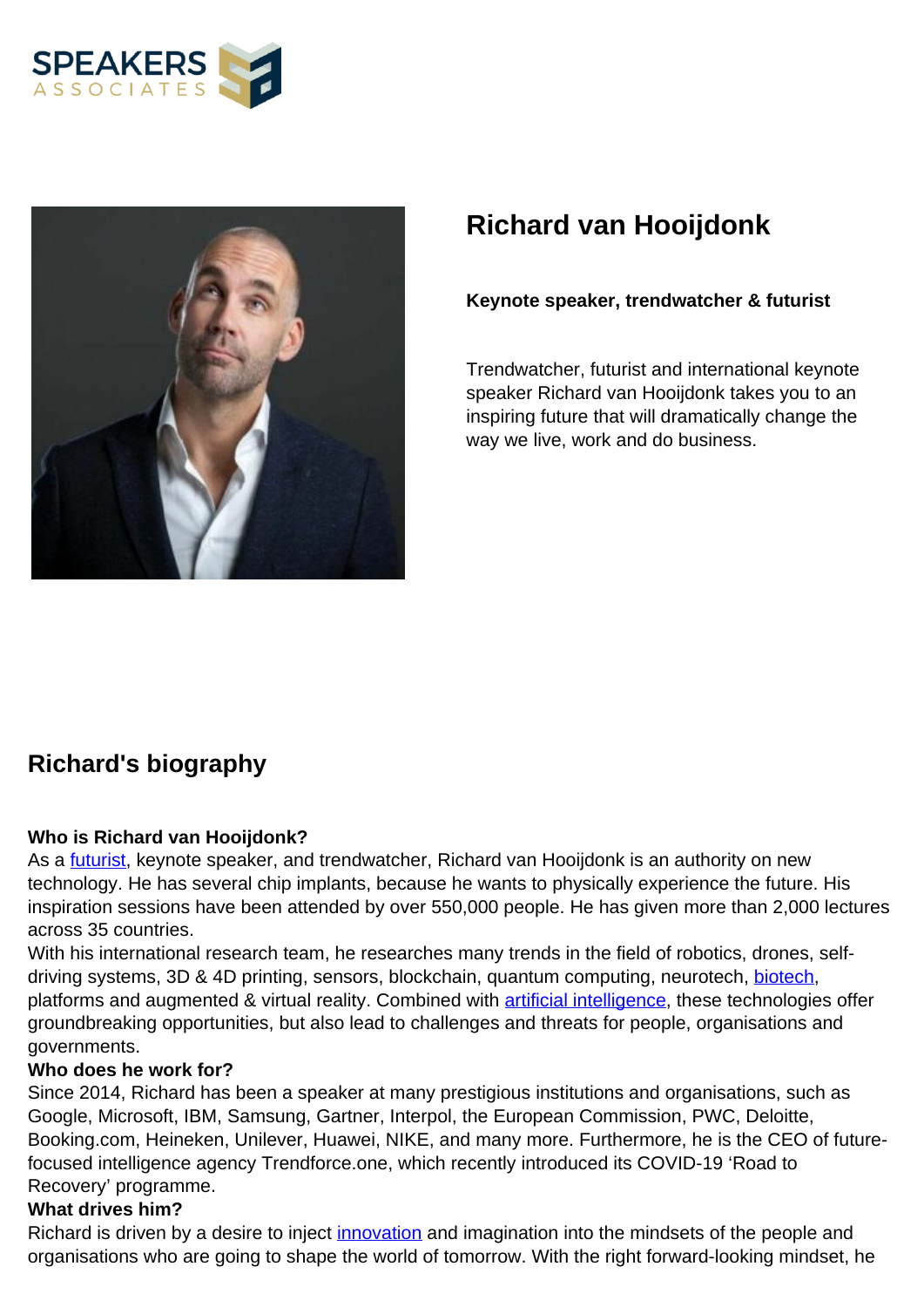# Richard van Hooijdonk

**Keynote speaker, trendwatcher & futurist**

Trendwatcher, futurist and international keynote speaker Richard van Hooijdonk takes you to an inspiring future that will dramatically change the way we live, work and do business.

## Richard's biography

**Who is Richard van Hooijdonk?**

As a futurist, keynote speaker, and trendwatcher, Richard van Hooijdonk is an authority on new technology. He has several chip implants, because he wants to physically experience the future. His inspiration sessions have been attended by over 550,000 people. He has given more than 2,000 lectures across 35 countries.

With his international research team, he researches many trends in the field of robotics, drones, self-driving systems, 3D & 4D printing, sensors, blockchain, quantum computing, neurotech, biotech, platforms and augmented & virtual reality. Combined with artificial intelligence, these technologies offer groundbreaking opportunities, but also lead to challenges and threats for people, organisations and governments.

**Who does he work for?**

Since 2014, Richard has been a speaker at many prestigious institutions and organisations, such as Google, Microsoft, IBM, Samsung, Gartner, Interpol, the European Commission, PWC, Deloitte, Booking.com, Heineken, Unilever, Huawei, NIKE, and many more. Furthermore, he is the CEO of future-focused intelligence agency Trendforce.one, which recently introduced its COVID-19 'Road to Recovery' programme.

**What drives him?**

Richard is driven by a desire to inject innovation and imagination into the mindsets of the people and organisations who are going to shape the world of tomorrow. With the right forward-looking mindset, he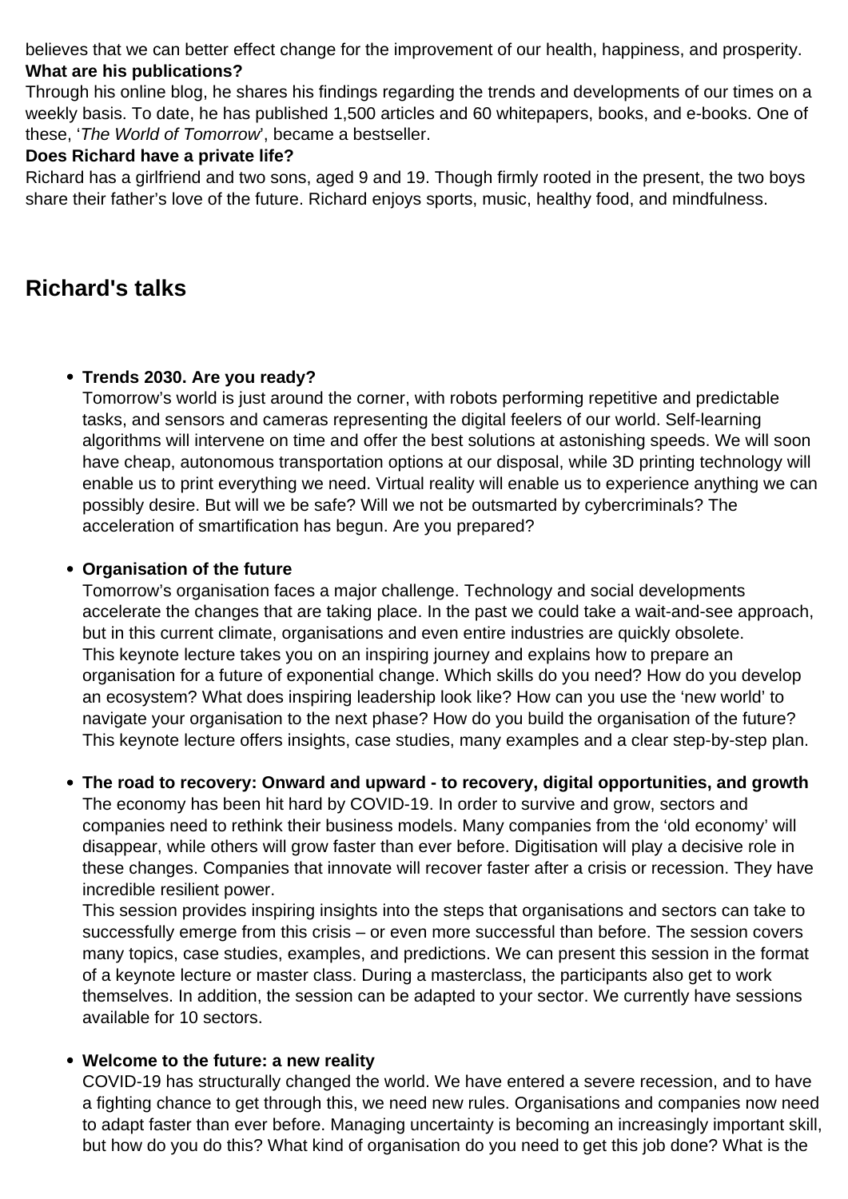believes that we can better effect change for the improvement of our health, happiness, and prosperity.

**What are his publications?**

Through his online blog, he shares his findings regarding the trends and developments of our times on a weekly basis. To date, he has published 1,500 articles and 60 whitepapers, books, and e-books. One of these, '*The World of Tomorrow*', became a bestseller.

**Does Richard have a private life?**

Richard has a girlfriend and two sons, aged 9 and 19. Though firmly rooted in the present, the two boys share their father's love of the future. Richard enjoys sports, music, healthy food, and mindfulness.

## Richard's talks

- **Trends 2030. Are you ready?**
  Tomorrow's world is just around the corner, with robots performing repetitive and predictable tasks, and sensors and cameras representing the digital feelers of our world. Self-learning algorithms will intervene on time and offer the best solutions at astonishing speeds. We will soon have cheap, autonomous transportation options at our disposal, while 3D printing technology will enable us to print everything we need. Virtual reality will enable us to experience anything we can possibly desire. But will we be safe? Will we not be outsmarted by cybercriminals? The acceleration of smartification has begun. Are you prepared?

- **Organisation of the future**
  Tomorrow's organisation faces a major challenge. Technology and social developments accelerate the changes that are taking place. In the past we could take a wait-and-see approach, but in this current climate, organisations and even entire industries are quickly obsolete.
  This keynote lecture takes you on an inspiring journey and explains how to prepare an organisation for a future of exponential change. Which skills do you need? How do you develop an ecosystem? What does inspiring leadership look like? How can you use the 'new world' to navigate your organisation to the next phase? How do you build the organisation of the future? This keynote lecture offers insights, case studies, many examples and a clear step-by-step plan.

- **The road to recovery: Onward and upward - to recovery, digital opportunities, and growth**
  The economy has been hit hard by COVID-19. In order to survive and grow, sectors and companies need to rethink their business models. Many companies from the 'old economy' will disappear, while others will grow faster than ever before. Digitisation will play a decisive role in these changes. Companies that innovate will recover faster after a crisis or recession. They have incredible resilient power.
  This session provides inspiring insights into the steps that organisations and sectors can take to successfully emerge from this crisis – or even more successful than before. The session covers many topics, case studies, examples, and predictions. We can present this session in the format of a keynote lecture or master class. During a masterclass, the participants also get to work themselves. In addition, the session can be adapted to your sector. We currently have sessions available for 10 sectors.

- **Welcome to the future: a new reality**
  COVID-19 has structurally changed the world. We have entered a severe recession, and to have a fighting chance to get through this, we need new rules. Organisations and companies now need to adapt faster than ever before. Managing uncertainty is becoming an increasingly important skill, but how do you do this? What kind of organisation do you need to get this job done? What is the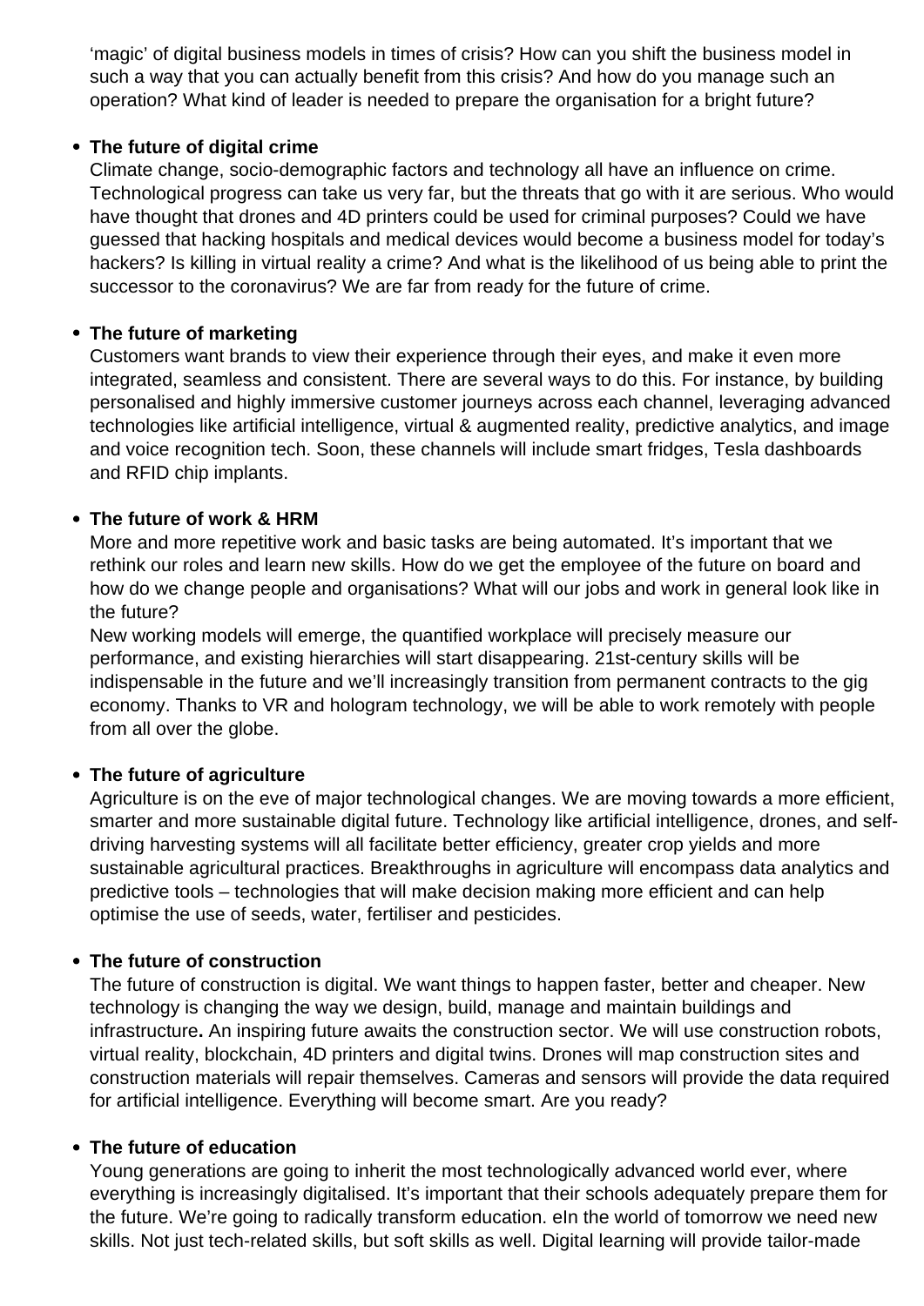‘magic’ of digital business models in times of crisis? How can you shift the business model in such a way that you can actually benefit from this crisis? And how do you manage such an operation? What kind of leader is needed to prepare the organisation for a bright future?

- **The future of digital crime**
  Climate change, socio-demographic factors and technology all have an influence on crime. Technological progress can take us very far, but the threats that go with it are serious. Who would have thought that drones and 4D printers could be used for criminal purposes? Could we have guessed that hacking hospitals and medical devices would become a business model for today’s hackers? Is killing in virtual reality a crime? And what is the likelihood of us being able to print the successor to the coronavirus? We are far from ready for the future of crime.

- **The future of marketing**
  Customers want brands to view their experience through their eyes, and make it even more integrated, seamless and consistent. There are several ways to do this. For instance, by building personalised and highly immersive customer journeys across each channel, leveraging advanced technologies like artificial intelligence, virtual & augmented reality, predictive analytics, and image and voice recognition tech. Soon, these channels will include smart fridges, Tesla dashboards and RFID chip implants.

- **The future of work & HRM**
  More and more repetitive work and basic tasks are being automated. It’s important that we rethink our roles and learn new skills. How do we get the employee of the future on board and how do we change people and organisations? What will our jobs and work in general look like in the future?
  New working models will emerge, the quantified workplace will precisely measure our performance, and existing hierarchies will start disappearing. 21st-century skills will be indispensable in the future and we’ll increasingly transition from permanent contracts to the gig economy. Thanks to VR and hologram technology, we will be able to work remotely with people from all over the globe.

- **The future of agriculture**
  Agriculture is on the eve of major technological changes. We are moving towards a more efficient, smarter and more sustainable digital future. Technology like artificial intelligence, drones, and self-driving harvesting systems will all facilitate better efficiency, greater crop yields and more sustainable agricultural practices. Breakthroughs in agriculture will encompass data analytics and predictive tools – technologies that will make decision making more efficient and can help optimise the use of seeds, water, fertiliser and pesticides.

- **The future of construction**
  The future of construction is digital. We want things to happen faster, better and cheaper. New technology is changing the way we design, build, manage and maintain buildings and infrastructure**.** An inspiring future awaits the construction sector. We will use construction robots, virtual reality, blockchain, 4D printers and digital twins. Drones will map construction sites and construction materials will repair themselves. Cameras and sensors will provide the data required for artificial intelligence. Everything will become smart. Are you ready?

- **The future of education**
  Young generations are going to inherit the most technologically advanced world ever, where everything is increasingly digitalised. It’s important that their schools adequately prepare them for the future. We’re going to radically transform education. eIn the world of tomorrow we need new skills. Not just tech-related skills, but soft skills as well. Digital learning will provide tailor-made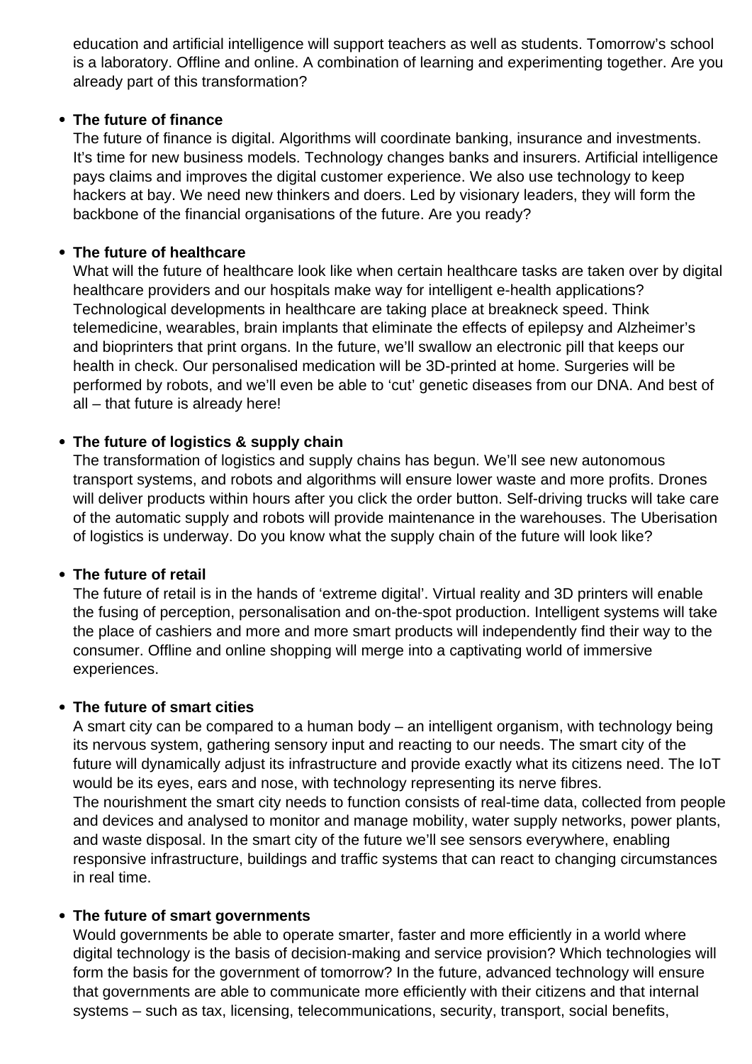education and artificial intelligence will support teachers as well as students. Tomorrow's school is a laboratory. Offline and online. A combination of learning and experimenting together. Are you already part of this transformation?

- **The future of finance**
  The future of finance is digital. Algorithms will coordinate banking, insurance and investments. It's time for new business models. Technology changes banks and insurers. Artificial intelligence pays claims and improves the digital customer experience. We also use technology to keep hackers at bay. We need new thinkers and doers. Led by visionary leaders, they will form the backbone of the financial organisations of the future. Are you ready?

- **The future of healthcare**
  What will the future of healthcare look like when certain healthcare tasks are taken over by digital healthcare providers and our hospitals make way for intelligent e-health applications? Technological developments in healthcare are taking place at breakneck speed. Think telemedicine, wearables, brain implants that eliminate the effects of epilepsy and Alzheimer's and bioprinters that print organs. In the future, we'll swallow an electronic pill that keeps our health in check. Our personalised medication will be 3D-printed at home. Surgeries will be performed by robots, and we'll even be able to 'cut' genetic diseases from our DNA. And best of all – that future is already here!

- **The future of logistics & supply chain**
  The transformation of logistics and supply chains has begun. We'll see new autonomous transport systems, and robots and algorithms will ensure lower waste and more profits. Drones will deliver products within hours after you click the order button. Self-driving trucks will take care of the automatic supply and robots will provide maintenance in the warehouses. The Uberisation of logistics is underway. Do you know what the supply chain of the future will look like?

- **The future of retail**
  The future of retail is in the hands of 'extreme digital'. Virtual reality and 3D printers will enable the fusing of perception, personalisation and on-the-spot production. Intelligent systems will take the place of cashiers and more and more smart products will independently find their way to the consumer. Offline and online shopping will merge into a captivating world of immersive experiences.

- **The future of smart cities**
  A smart city can be compared to a human body – an intelligent organism, with technology being its nervous system, gathering sensory input and reacting to our needs. The smart city of the future will dynamically adjust its infrastructure and provide exactly what its citizens need. The IoT would be its eyes, ears and nose, with technology representing its nerve fibres.
  The nourishment the smart city needs to function consists of real-time data, collected from people and devices and analysed to monitor and manage mobility, water supply networks, power plants, and waste disposal. In the smart city of the future we'll see sensors everywhere, enabling responsive infrastructure, buildings and traffic systems that can react to changing circumstances in real time.

- **The future of smart governments**
  Would governments be able to operate smarter, faster and more efficiently in a world where digital technology is the basis of decision-making and service provision? Which technologies will form the basis for the government of tomorrow? In the future, advanced technology will ensure that governments are able to communicate more efficiently with their citizens and that internal systems – such as tax, licensing, telecommunications, security, transport, social benefits,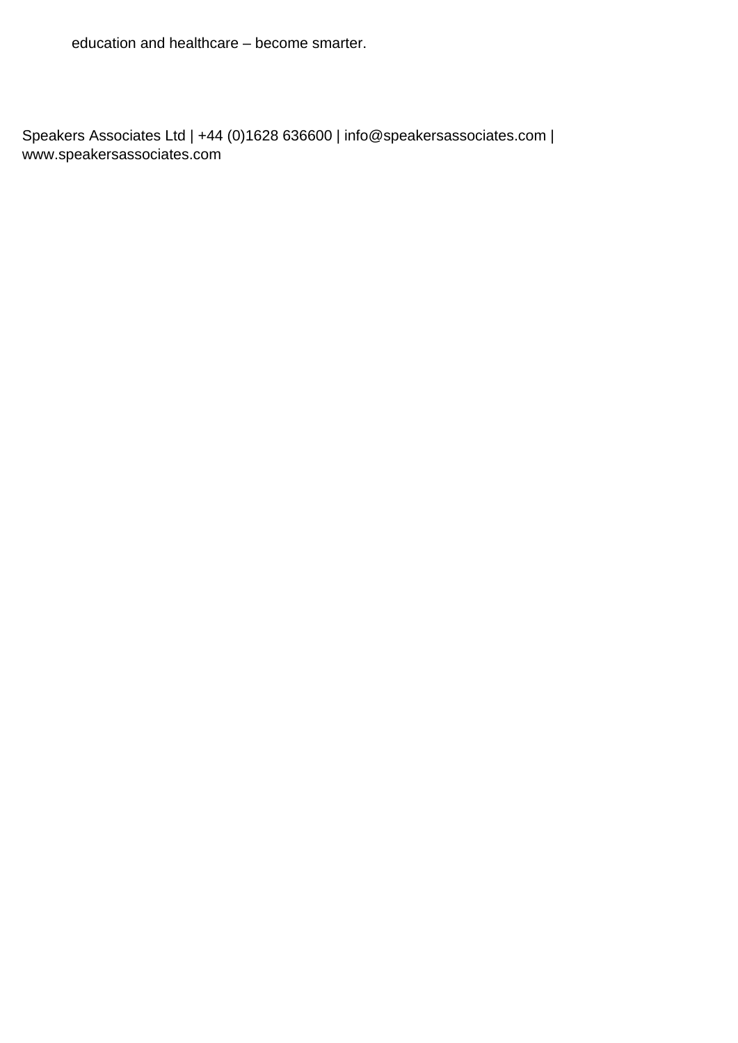education and healthcare – become smarter.

Speakers Associates Ltd | +44 (0)1628 636600 | info@speakersassociates.com | www.speakersassociates.com